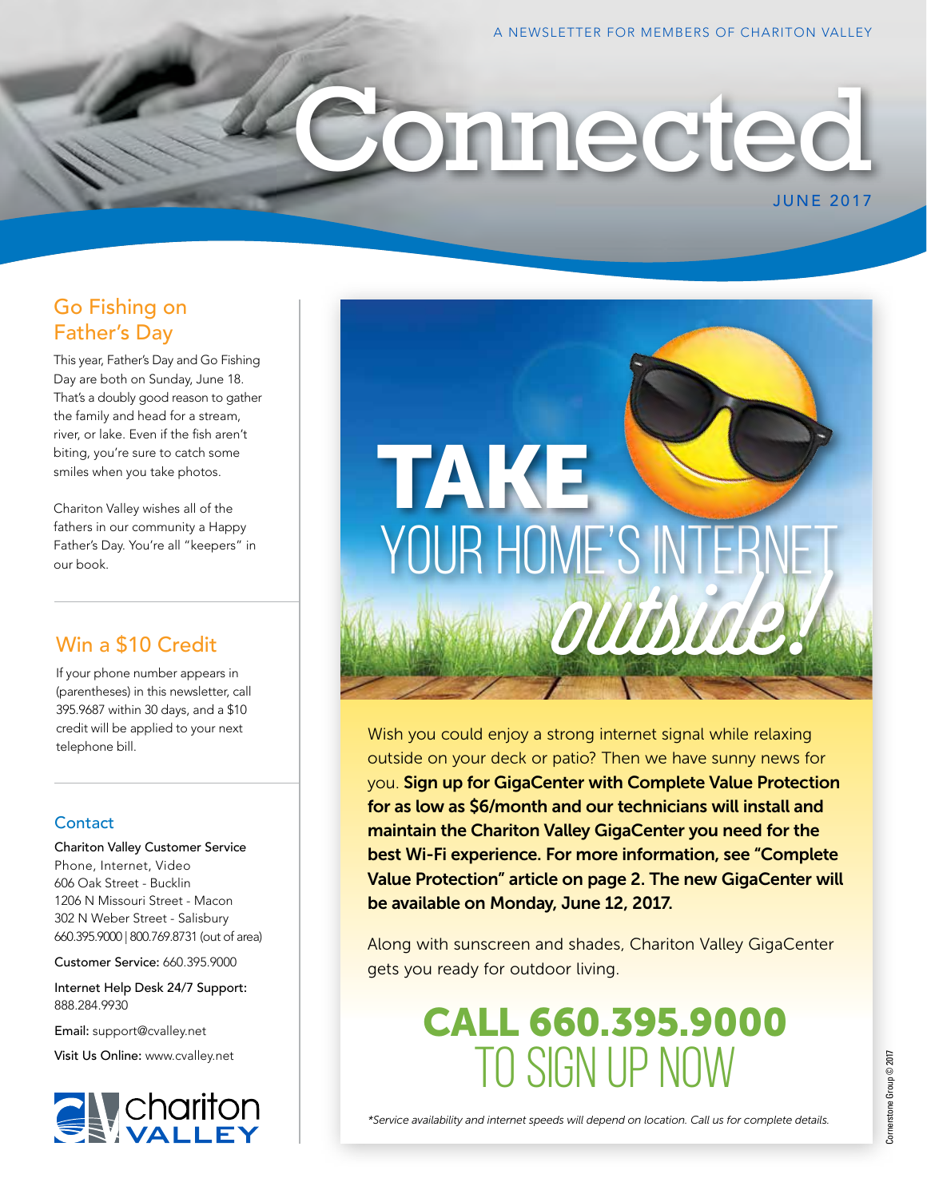A NEWSLETTER FOR MEMBERS OF CHARITON VALLEY

# Connected

JUNE 2017

## Go Fishing on Father's Day

This year, Father's Day and Go Fishing Day are both on Sunday, June 18. That's a doubly good reason to gather the family and head for a stream, river, or lake. Even if the fish aren't biting, you're sure to catch some smiles when you take photos.

Chariton Valley wishes all of the fathers in our community a Happy Father's Day. You're all "keepers" in our book.

## Win a $10 Credit

If your phone number appears in (parentheses) in this newsletter, call 395.9687 within 30 days, and a $10 credit will be applied to your next telephone bill.

## Contact

**Chariton Valley Customer Service**
Phone, Internet, Video
606 Oak Street - Bucklin
1206 N Missouri Street - Macon
302 N Weber Street - Salisbury
660.395.9000 | 800.769.8731 (out of area)

**Customer Service:** 660.395.9000

**Internet Help Desk 24/7 Support:** 888.284.9930

**Email:** support@cvalley.net

**Visit Us Online:** www.cvalley.net

# TAKE YOUR HOME'S INTERNET *outside!*

Wish you could enjoy a strong internet signal while relaxing outside on your deck or patio? Then we have sunny news for you. **Sign up for GigaCenter with Complete Value Protection for as low as $6/month and our technicians will install and maintain the Chariton Valley GigaCenter you need for the best Wi-Fi experience. For more information, see "Complete Value Protection" article on page 2. The new GigaCenter will be available on Monday, June 12, 2017.**

Along with sunscreen and shades, Chariton Valley GigaCenter gets you ready for outdoor living.

## CALL 660.395.9000 TO SIGN UP NOW

*\*Service availability and internet speeds will depend on location. Call us for complete details.*

Cornerstone Group © 2017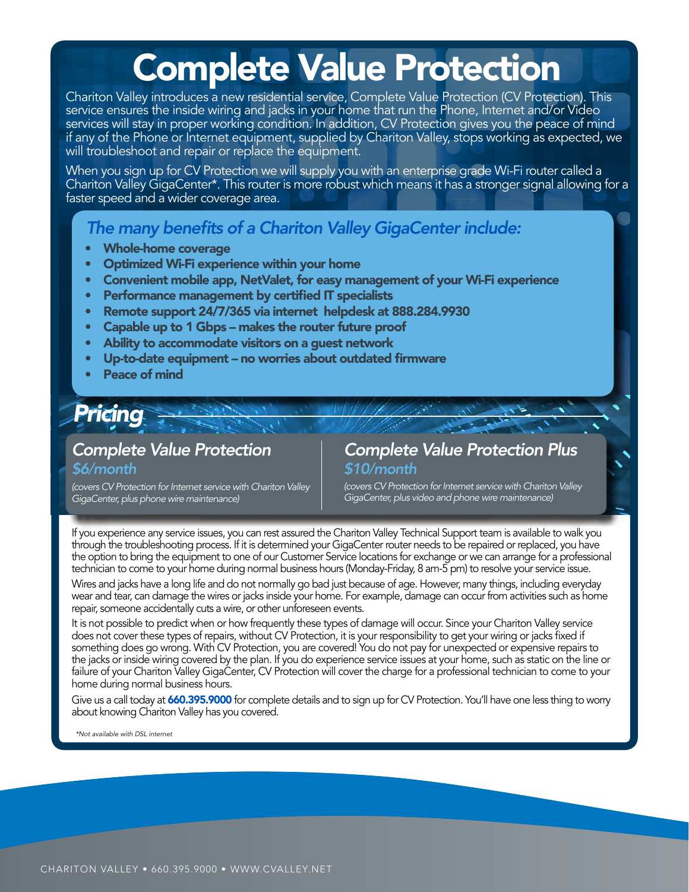# Complete Value Protection

Chariton Valley introduces a new residential service, Complete Value Protection (CV Protection). This service ensures the inside wiring and jacks in your home that run the Phone, Internet and/or Video services will stay in proper working condition. In addition, CV Protection gives you the peace of mind if any of the Phone or Internet equipment, supplied by Chariton Valley, stops working as expected, we will troubleshoot and repair or replace the equipment.

When you sign up for CV Protection we will supply you with an enterprise grade Wi-Fi router called a Chariton Valley GigaCenter*. This router is more robust which means it has a stronger signal allowing for a faster speed and a wider coverage area.

### *The many benefits of a Chariton Valley GigaCenter include:*

- **Whole-home coverage**
- **Optimized Wi-Fi experience within your home**
- **Convenient mobile app, NetValet, for easy management of your Wi-Fi experience**
- **Performance management by certified IT specialists**
- **Remote support 24/7/365 via internet helpdesk at 888.284.9930**
- **Capable up to 1 Gbps – makes the router future proof**
- **Ability to accommodate visitors on a guest network**
- **Up-to-date equipment – no worries about outdated firmware**
- **Peace of mind**

## *Pricing*

### *Complete Value Protection*

*$6/month*

*(covers CV Protection for Internet service with Chariton Valley GigaCenter, plus phone wire maintenance)*

### *Complete Value Protection Plus*

*$10/month*

*(covers CV Protection for Internet service with Chariton Valley GigaCenter, plus video and phone wire maintenance)*

If you experience any service issues, you can rest assured the Chariton Valley Technical Support team is available to walk you through the troubleshooting process. If it is determined your GigaCenter router needs to be repaired or replaced, you have the option to bring the equipment to one of our Customer Service locations for exchange or we can arrange for a professional technician to come to your home during normal business hours (Monday-Friday, 8 am-5 pm) to resolve your service issue.

Wires and jacks have a long life and do not normally go bad just because of age. However, many things, including everyday wear and tear, can damage the wires or jacks inside your home. For example, damage can occur from activities such as home repair, someone accidentally cuts a wire, or other unforeseen events.

It is not possible to predict when or how frequently these types of damage will occur. Since your Chariton Valley service does not cover these types of repairs, without CV Protection, it is your responsibility to get your wiring or jacks fixed if something does go wrong. With CV Protection, you are covered! You do not pay for unexpected or expensive repairs to the jacks or inside wiring covered by the plan. If you do experience service issues at your home, such as static on the line or failure of your Chariton Valley GigaCenter, CV Protection will cover the charge for a professional technician to come to your home during normal business hours.

Give us a call today at **660.395.9000** for complete details and to sign up for CV Protection. You'll have one less thing to worry about knowing Chariton Valley has you covered.

*\*Not available with DSL internet*

CHARITON VALLEY • 660.395.9000 • WWW.CVALLEY.NET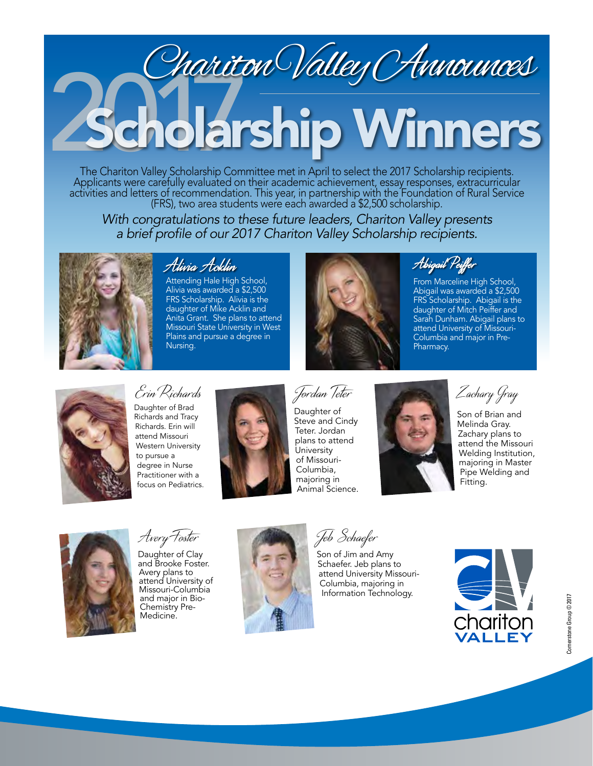# Chariton Valley Announces

# 2017 Scholarship Winners

The Chariton Valley Scholarship Committee met in April to select the 2017 Scholarship recipients. Applicants were carefully evaluated on their academic achievement, essay responses, extracurricular activities and letters of recommendation. This year, in partnership with the Foundation of Rural Service (FRS), two area students were each awarded a $2,500 scholarship.

*With congratulations to these future leaders, Chariton Valley presents a brief profile of our 2017 Chariton Valley Scholarship recipients.*

## Alivia Acklin

Attending Hale High School, Alivia was awarded a $2,500 FRS Scholarship. Alivia is the daughter of Mike Acklin and Anita Grant. She plans to attend Missouri State University in West Plains and pursue a degree in Nursing.

## Abigail Peiffer

From Marceline High School, Abigail was awarded a $2,500 FRS Scholarship. Abigail is the daughter of Mitch Peiffer and Sarah Dunham. Abigail plans to attend University of Missouri-Columbia and major in Pre-Pharmacy.

## Erin Richards

Daughter of Brad Richards and Tracy Richards. Erin will attend Missouri Western University to pursue a degree in Nurse Practitioner with a focus on Pediatrics.

## Jordan Teter

Daughter of Steve and Cindy Teter. Jordan plans to attend University of Missouri-Columbia, majoring in Animal Science.

## Zachary Gray

Son of Brian and Melinda Gray. Zachary plans to attend the Missouri Welding Institution, majoring in Master Pipe Welding and Fitting.

## Avery Foster

Daughter of Clay and Brooke Foster. Avery plans to attend University of Missouri-Columbia and major in Bio-Chemistry Pre-Medicine.

## Jeb Schaefer

Son of Jim and Amy Schaefer. Jeb plans to attend University Missouri-Columbia, majoring in Information Technology.

chariton VALLEY

Cornerstone Group © 2017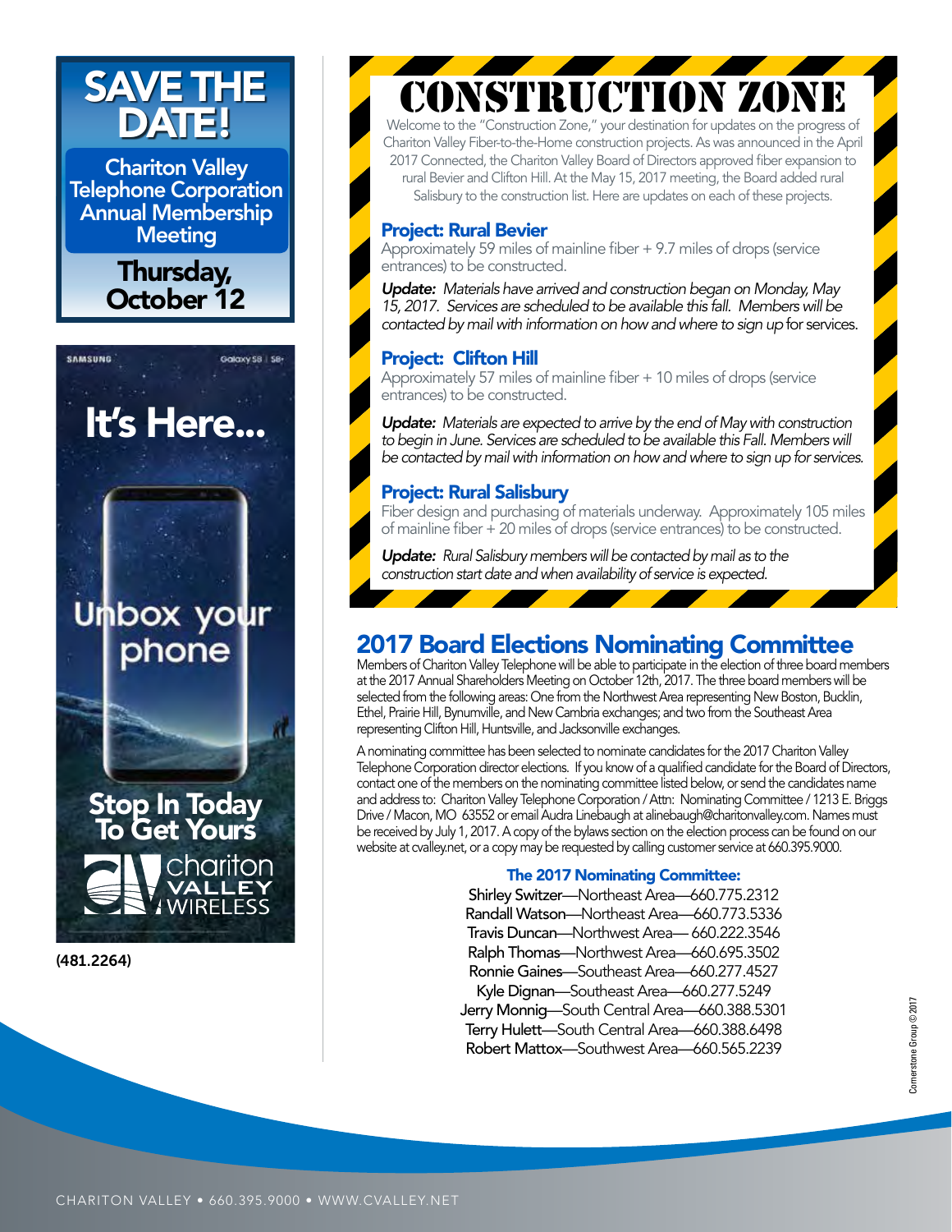# SAVE THE DATE!

**Chariton Valley Telephone Corporation Annual Membership Meeting**

**Thursday, October 12**

SAMSUNG Galaxy S8 | S8+

**It's Here...**

**Unbox your phone**

**Stop In Today To Get Yours**

chariton VALLEY WIRELESS

**(481.2264)**

# CONSTRUCTION ZONE

Welcome to the "Construction Zone," your destination for updates on the progress of Chariton Valley Fiber-to-the-Home construction projects. As was announced in the April 2017 Connected, the Chariton Valley Board of Directors approved fiber expansion to rural Bevier and Clifton Hill. At the May 15, 2017 meeting, the Board added rural Salisbury to the construction list. Here are updates on each of these projects.

### Project: Rural Bevier

Approximately 59 miles of mainline fiber + 9.7 miles of drops (service entrances) to be constructed.

***Update:*** *Materials have arrived and construction began on Monday, May 15, 2017. Services are scheduled to be available this fall. Members will be contacted by mail with information on how and where to sign up* for services.

### Project: Clifton Hill

Approximately 57 miles of mainline fiber + 10 miles of drops (service entrances) to be constructed.

***Update:*** *Materials are expected to arrive by the end of May with construction to begin in June. Services are scheduled to be available this Fall. Members will be contacted by mail with information on how and where to sign up for services.*

### Project: Rural Salisbury

Fiber design and purchasing of materials underway. Approximately 105 miles of mainline fiber + 20 miles of drops (service entrances) to be constructed.

***Update:*** *Rural Salisbury members will be contacted by mail as to the construction start date and when availability of service is expected.*

## 2017 Board Elections Nominating Committee

Members of Chariton Valley Telephone will be able to participate in the election of three board members at the 2017 Annual Shareholders Meeting on October 12th, 2017. The three board members will be selected from the following areas: One from the Northwest Area representing New Boston, Bucklin, Ethel, Prairie Hill, Bynumville, and New Cambria exchanges; and two from the Southeast Area representing Clifton Hill, Huntsville, and Jacksonville exchanges.

A nominating committee has been selected to nominate candidates for the 2017 Chariton Valley Telephone Corporation director elections. If you know of a qualified candidate for the Board of Directors, contact one of the members on the nominating committee listed below, or send the candidates name and address to: Chariton Valley Telephone Corporation / Attn: Nominating Committee / 1213 E. Briggs Drive / Macon, MO 63552 or email Audra Linebaugh at alinebaugh@charitonvalley.com. Names must be received by July 1, 2017. A copy of the bylaws section on the election process can be found on our website at cvalley.net, or a copy may be requested by calling customer service at 660.395.9000.

**The 2017 Nominating Committee:**

Shirley Switzer—Northeast Area—660.775.2312
Randall Watson—Northeast Area—660.773.5336
Travis Duncan—Northwest Area— 660.222.3546
Ralph Thomas—Northwest Area—660.695.3502
Ronnie Gaines—Southeast Area—660.277.4527
Kyle Dignan—Southeast Area—660.277.5249
Jerry Monnig—South Central Area—660.388.5301
Terry Hulett—South Central Area—660.388.6498
Robert Mattox—Southwest Area—660.565.2239

Cornerstone Group © 2017